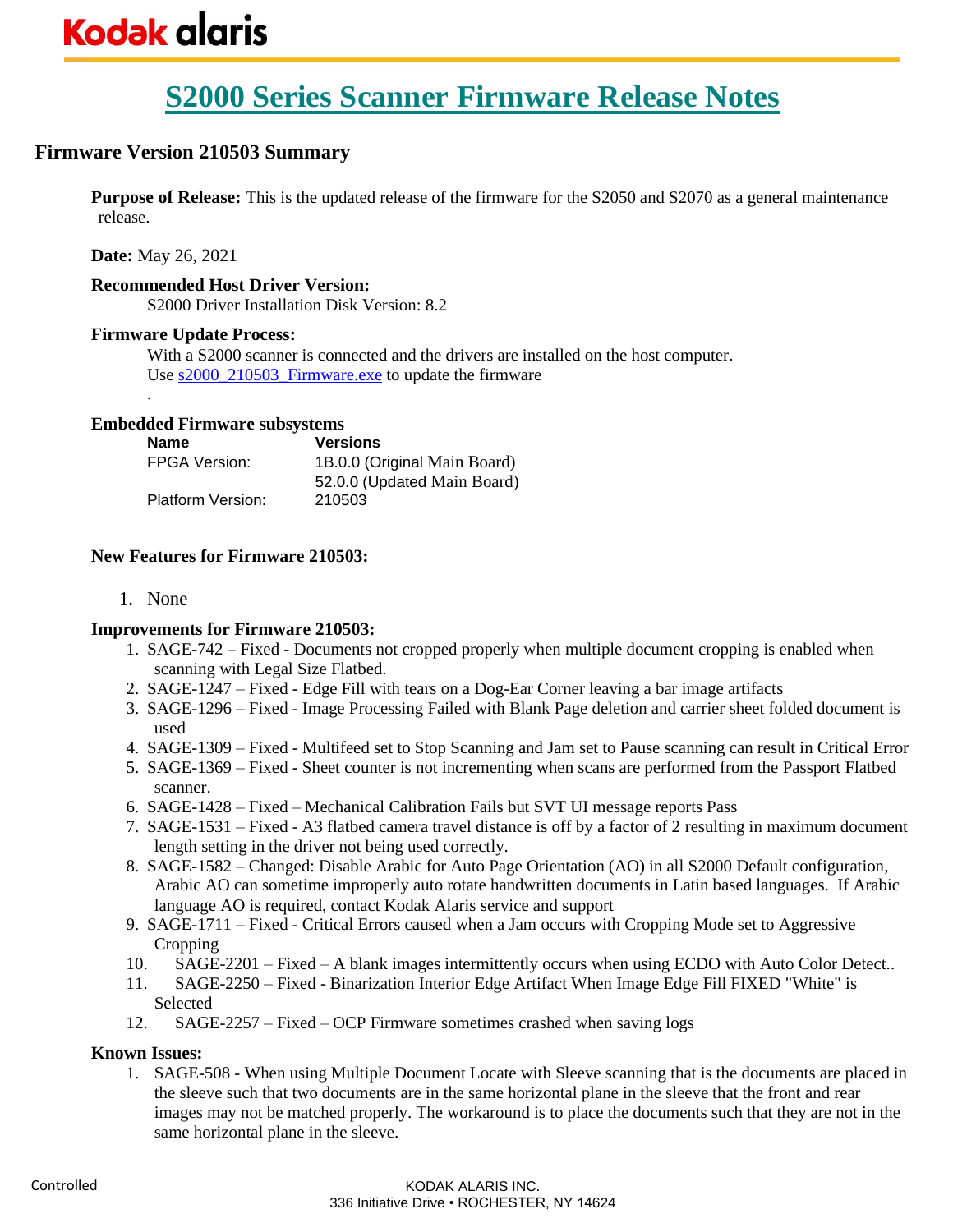# S2000 Series Scanner Firmware Release Notes

## Firmware Version 210503 Summary

**Purpose of Release:** This is the updated release of the firmware for the S2050 and S2070 as a general maintenance release.

**Date:** May 26, 2021

**Recommended Host Driver Version:**
S2000 Driver Installation Disk Version: 8.2

**Firmware Update Process:**
With a S2000 scanner is connected and the drivers are installed on the host computer.
Use [s2000_210503_Firmware.exe]() to update the firmware
.

**Embedded Firmware subsystems**

| Name | Versions |
|---|---|
| FPGA Version: | 1B.0.0 (Original Main Board) |
| | 52.0.0 (Updated Main Board) |
| Platform Version: | 210503 |

**New Features for Firmware 210503:**

1. None

**Improvements for Firmware 210503:**

1. SAGE-742 – Fixed - Documents not cropped properly when multiple document cropping is enabled when scanning with Legal Size Flatbed.
2. SAGE-1247 – Fixed - Edge Fill with tears on a Dog-Ear Corner leaving a bar image artifacts
3. SAGE-1296 – Fixed - Image Processing Failed with Blank Page deletion and carrier sheet folded document is used
4. SAGE-1309 – Fixed - Multifeed set to Stop Scanning and Jam set to Pause scanning can result in Critical Error
5. SAGE-1369 – Fixed - Sheet counter is not incrementing when scans are performed from the Passport Flatbed scanner.
6. SAGE-1428 – Fixed – Mechanical Calibration Fails but SVT UI message reports Pass
7. SAGE-1531 – Fixed - A3 flatbed camera travel distance is off by a factor of 2 resulting in maximum document length setting in the driver not being used correctly.
8. SAGE-1582 – Changed: Disable Arabic for Auto Page Orientation (AO) in all S2000 Default configuration, Arabic AO can sometime improperly auto rotate handwritten documents in Latin based languages. If Arabic language AO is required, contact Kodak Alaris service and support
9. SAGE-1711 – Fixed - Critical Errors caused when a Jam occurs with Cropping Mode set to Aggressive Cropping
10. SAGE-2201 – Fixed – A blank images intermittently occurs when using ECDO with Auto Color Detect..
11. SAGE-2250 – Fixed - Binarization Interior Edge Artifact When Image Edge Fill FIXED "White" is Selected
12. SAGE-2257 – Fixed – OCP Firmware sometimes crashed when saving logs

**Known Issues:**

1. SAGE-508 - When using Multiple Document Locate with Sleeve scanning that is the documents are placed in the sleeve such that two documents are in the same horizontal plane in the sleeve that the front and rear images may not be matched properly. The workaround is to place the documents such that they are not in the same horizontal plane in the sleeve.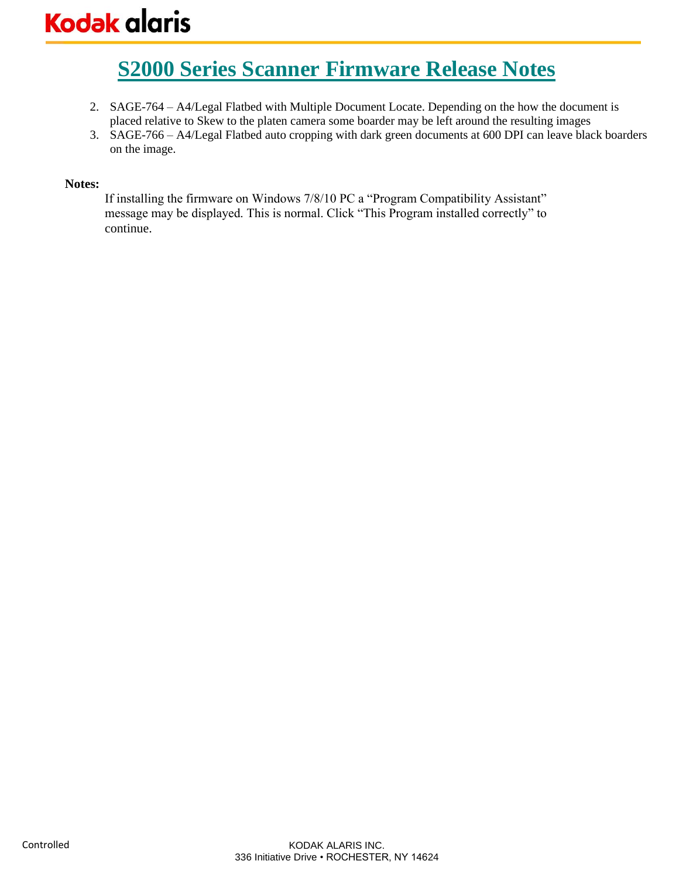2. SAGE-764 – A4/Legal Flatbed with Multiple Document Locate. Depending on the how the document is placed relative to Skew to the platen camera some boarder may be left around the resulting images
3. SAGE-766 – A4/Legal Flatbed auto cropping with dark green documents at 600 DPI can leave black boarders on the image.

**Notes:**

If installing the firmware on Windows 7/8/10 PC a "Program Compatibility Assistant" message may be displayed. This is normal. Click "This Program installed correctly" to continue.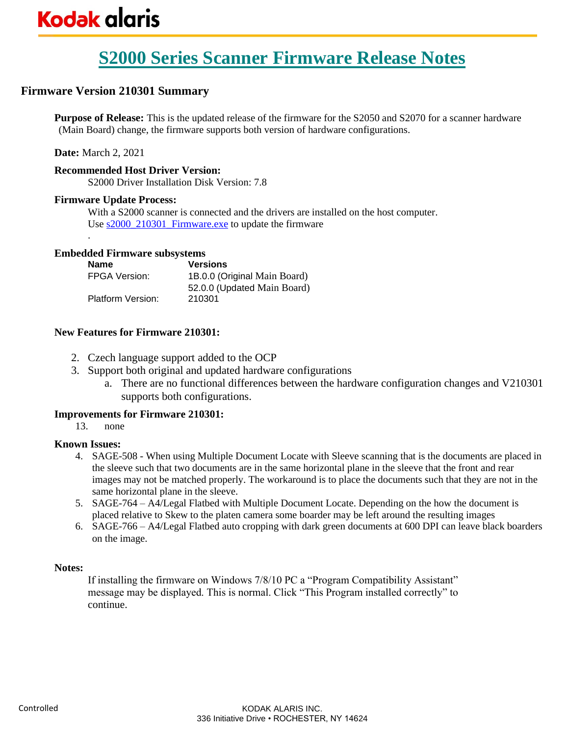# S2000 Series Scanner Firmware Release Notes

## Firmware Version 210301 Summary

**Purpose of Release:** This is the updated release of the firmware for the S2050 and S2070 for a scanner hardware (Main Board) change, the firmware supports both version of hardware configurations.

**Date:** March 2, 2021

**Recommended Host Driver Version:**

S2000 Driver Installation Disk Version: 7.8

**Firmware Update Process:**

With a S2000 scanner is connected and the drivers are installed on the host computer.
Use s2000_210301_Firmware.exe to update the firmware

.

**Embedded Firmware subsystems**

| Name | Versions |
|---|---|
| FPGA Version: | 1B.0.0 (Original Main Board) |
| | 52.0.0 (Updated Main Board) |
| Platform Version: | 210301 |

**New Features for Firmware 210301:**

2. Czech language support added to the OCP
3. Support both original and updated hardware configurations
    a. There are no functional differences between the hardware configuration changes and V210301 supports both configurations.

**Improvements for Firmware 210301:**

13. none

**Known Issues:**

4. SAGE-508 - When using Multiple Document Locate with Sleeve scanning that is the documents are placed in the sleeve such that two documents are in the same horizontal plane in the sleeve that the front and rear images may not be matched properly. The workaround is to place the documents such that they are not in the same horizontal plane in the sleeve.
5. SAGE-764 – A4/Legal Flatbed with Multiple Document Locate. Depending on the how the document is placed relative to Skew to the platen camera some boarder may be left around the resulting images
6. SAGE-766 – A4/Legal Flatbed auto cropping with dark green documents at 600 DPI can leave black boarders on the image.

**Notes:**

If installing the firmware on Windows 7/8/10 PC a "Program Compatibility Assistant" message may be displayed. This is normal. Click "This Program installed correctly" to continue.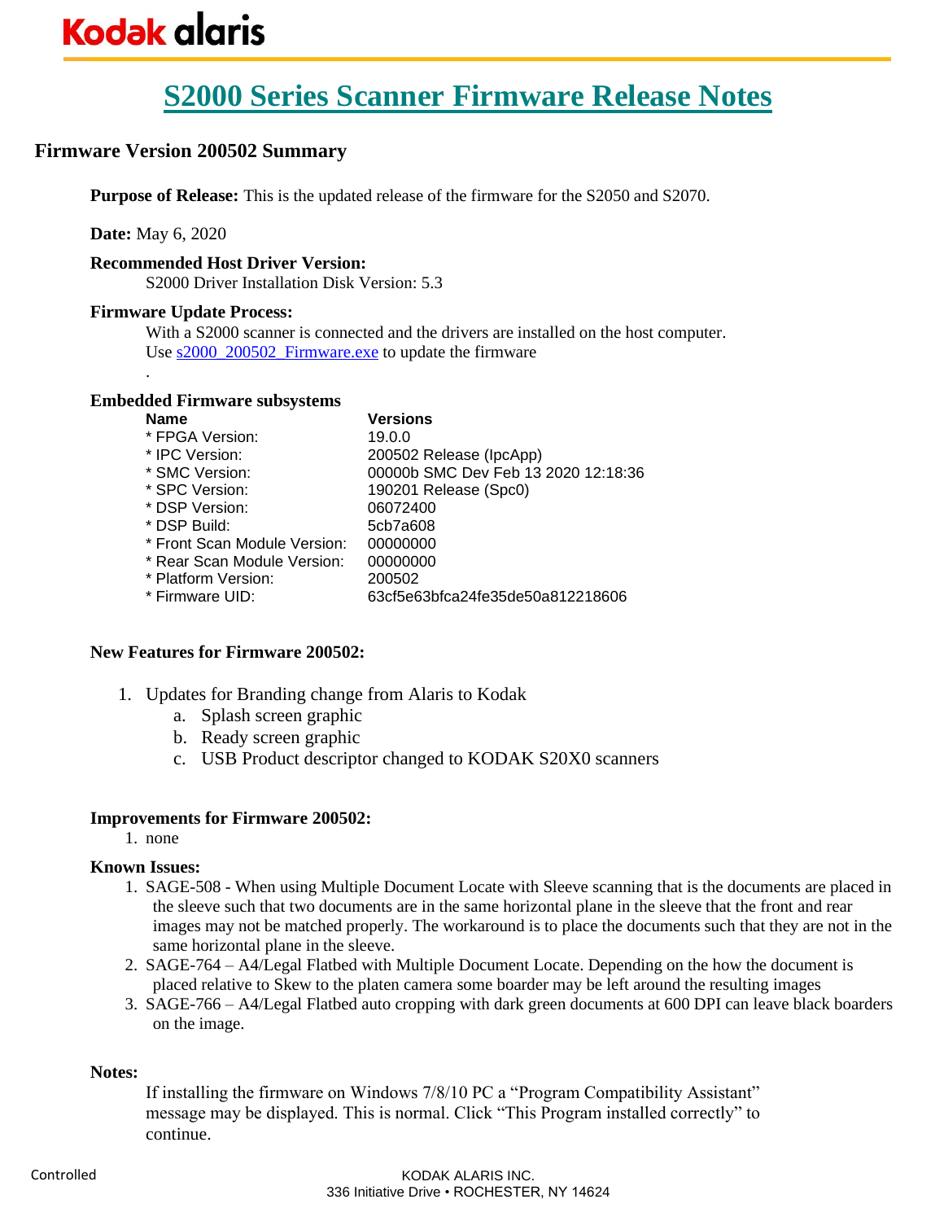# S2000 Series Scanner Firmware Release Notes

## Firmware Version 200502 Summary

**Purpose of Release:** This is the updated release of the firmware for the S2050 and S2070.

**Date:** May 6, 2020

**Recommended Host Driver Version:**

S2000 Driver Installation Disk Version: 5.3

**Firmware Update Process:**

With a S2000 scanner is connected and the drivers are installed on the host computer.
Use s2000_200502_Firmware.exe to update the firmware

.

**Embedded Firmware subsystems**

| Name | Versions |
|---|---|
| * FPGA Version: | 19.0.0 |
| * IPC Version: | 200502 Release (IpcApp) |
| * SMC Version: | 00000b SMC Dev Feb 13 2020 12:18:36 |
| * SPC Version: | 190201 Release (Spc0) |
| * DSP Version: | 06072400 |
| * DSP Build: | 5cb7a608 |
| * Front Scan Module Version: | 00000000 |
| * Rear Scan Module Version: | 00000000 |
| * Platform Version: | 200502 |
| * Firmware UID: | 63cf5e63bfca24fe35de50a812218606 |

**New Features for Firmware 200502:**

1. Updates for Branding change from Alaris to Kodak
   a. Splash screen graphic
   b. Ready screen graphic
   c. USB Product descriptor changed to KODAK S20X0 scanners

**Improvements for Firmware 200502:**

1. none

**Known Issues:**

1. SAGE-508 - When using Multiple Document Locate with Sleeve scanning that is the documents are placed in the sleeve such that two documents are in the same horizontal plane in the sleeve that the front and rear images may not be matched properly. The workaround is to place the documents such that they are not in the same horizontal plane in the sleeve.
2. SAGE-764 – A4/Legal Flatbed with Multiple Document Locate. Depending on the how the document is placed relative to Skew to the platen camera some boarder may be left around the resulting images
3. SAGE-766 – A4/Legal Flatbed auto cropping with dark green documents at 600 DPI can leave black boarders on the image.

**Notes:**

If installing the firmware on Windows 7/8/10 PC a “Program Compatibility Assistant” message may be displayed. This is normal. Click “This Program installed correctly” to continue.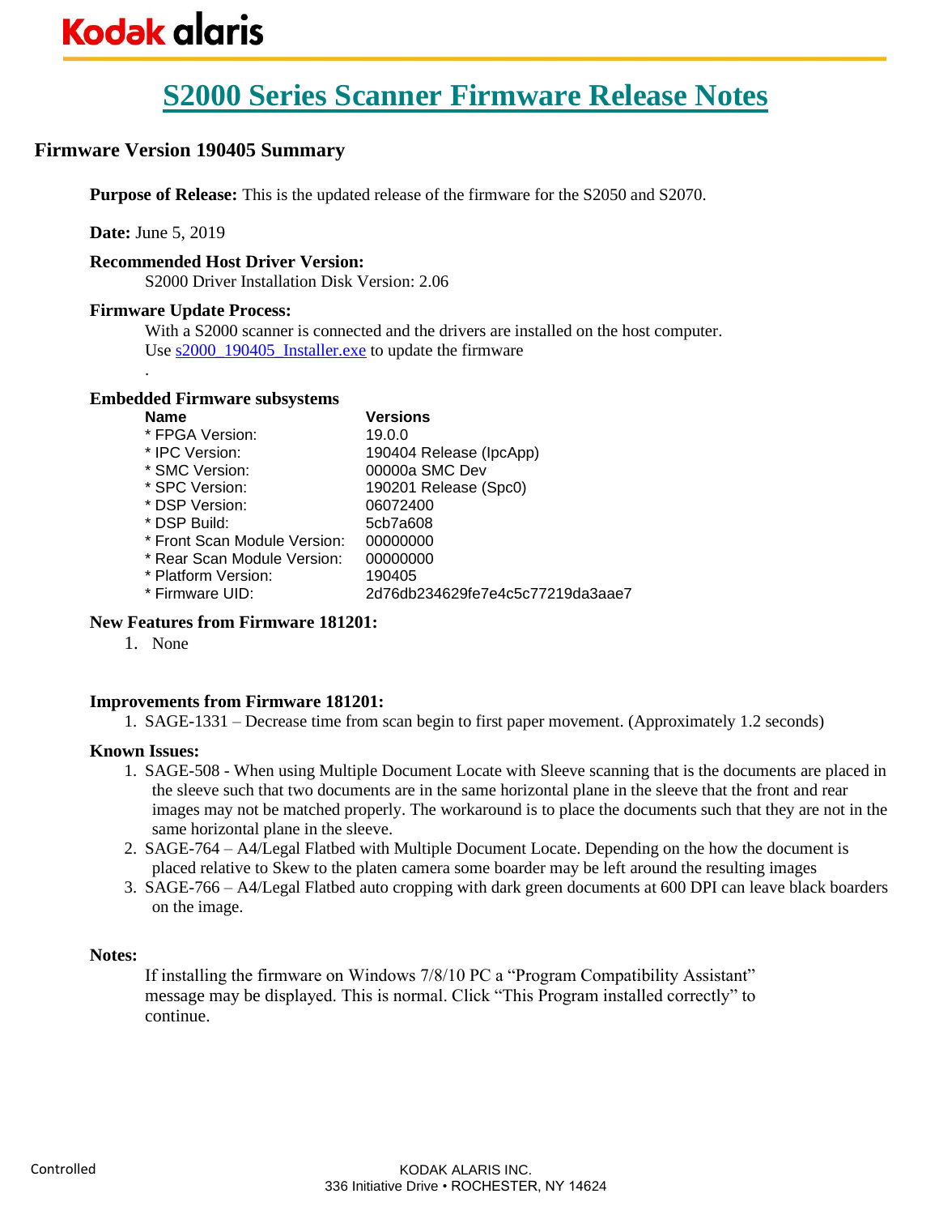# S2000 Series Scanner Firmware Release Notes

## Firmware Version 190405 Summary

**Purpose of Release:** This is the updated release of the firmware for the S2050 and S2070.

**Date:** June 5, 2019

**Recommended Host Driver Version:**

S2000 Driver Installation Disk Version: 2.06

**Firmware Update Process:**

With a S2000 scanner is connected and the drivers are installed on the host computer. Use s2000_190405_Installer.exe to update the firmware

.

**Embedded Firmware subsystems**

| Name | Versions |
| --- | --- |
| * FPGA Version: | 19.0.0 |
| * IPC Version: | 190404 Release (IpcApp) |
| * SMC Version: | 00000a SMC Dev |
| * SPC Version: | 190201 Release (Spc0) |
| * DSP Version: | 06072400 |
| * DSP Build: | 5cb7a608 |
| * Front Scan Module Version: | 00000000 |
| * Rear Scan Module Version: | 00000000 |
| * Platform Version: | 190405 |
| * Firmware UID: | 2d76db234629fe7e4c5c77219da3aae7 |

**New Features from Firmware 181201:**

1. None

**Improvements from Firmware 181201:**

1. SAGE-1331 – Decrease time from scan begin to first paper movement. (Approximately 1.2 seconds)

**Known Issues:**

1. SAGE-508 - When using Multiple Document Locate with Sleeve scanning that is the documents are placed in the sleeve such that two documents are in the same horizontal plane in the sleeve that the front and rear images may not be matched properly. The workaround is to place the documents such that they are not in the same horizontal plane in the sleeve.
2. SAGE-764 – A4/Legal Flatbed with Multiple Document Locate. Depending on the how the document is placed relative to Skew to the platen camera some boarder may be left around the resulting images
3. SAGE-766 – A4/Legal Flatbed auto cropping with dark green documents at 600 DPI can leave black boarders on the image.

**Notes:**

If installing the firmware on Windows 7/8/10 PC a "Program Compatibility Assistant" message may be displayed. This is normal. Click "This Program installed correctly" to continue.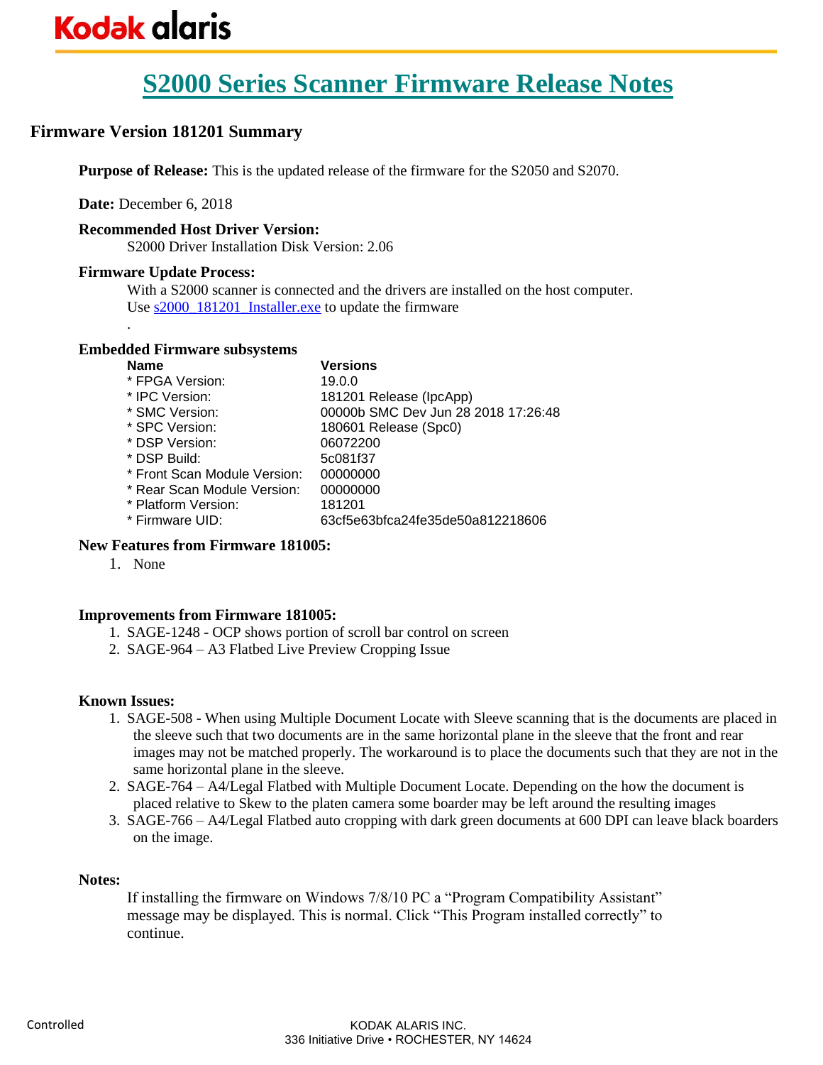# S2000 Series Scanner Firmware Release Notes

## Firmware Version 181201 Summary

**Purpose of Release:** This is the updated release of the firmware for the S2050 and S2070.

**Date:** December 6, 2018

**Recommended Host Driver Version:**
S2000 Driver Installation Disk Version: 2.06

**Firmware Update Process:**
With a S2000 scanner is connected and the drivers are installed on the host computer.
Use s2000_181201_Installer.exe to update the firmware
.

**Embedded Firmware subsystems**

| Name | Versions |
|---|---|
| * FPGA Version: | 19.0.0 |
| * IPC Version: | 181201 Release (IpcApp) |
| * SMC Version: | 00000b SMC Dev Jun 28 2018 17:26:48 |
| * SPC Version: | 180601 Release (Spc0) |
| * DSP Version: | 06072200 |
| * DSP Build: | 5c081f37 |
| * Front Scan Module Version: | 00000000 |
| * Rear Scan Module Version: | 00000000 |
| * Platform Version: | 181201 |
| * Firmware UID: | 63cf5e63bfca24fe35de50a812218606 |

**New Features from Firmware 181005:**

1. None

**Improvements from Firmware 181005:**

1. SAGE-1248 - OCP shows portion of scroll bar control on screen
2. SAGE-964 – A3 Flatbed Live Preview Cropping Issue

**Known Issues:**

1. SAGE-508 - When using Multiple Document Locate with Sleeve scanning that is the documents are placed in the sleeve such that two documents are in the same horizontal plane in the sleeve that the front and rear images may not be matched properly. The workaround is to place the documents such that they are not in the same horizontal plane in the sleeve.
2. SAGE-764 – A4/Legal Flatbed with Multiple Document Locate. Depending on the how the document is placed relative to Skew to the platen camera some boarder may be left around the resulting images
3. SAGE-766 – A4/Legal Flatbed auto cropping with dark green documents at 600 DPI can leave black boarders on the image.

**Notes:**

If installing the firmware on Windows 7/8/10 PC a "Program Compatibility Assistant" message may be displayed. This is normal. Click "This Program installed correctly" to continue.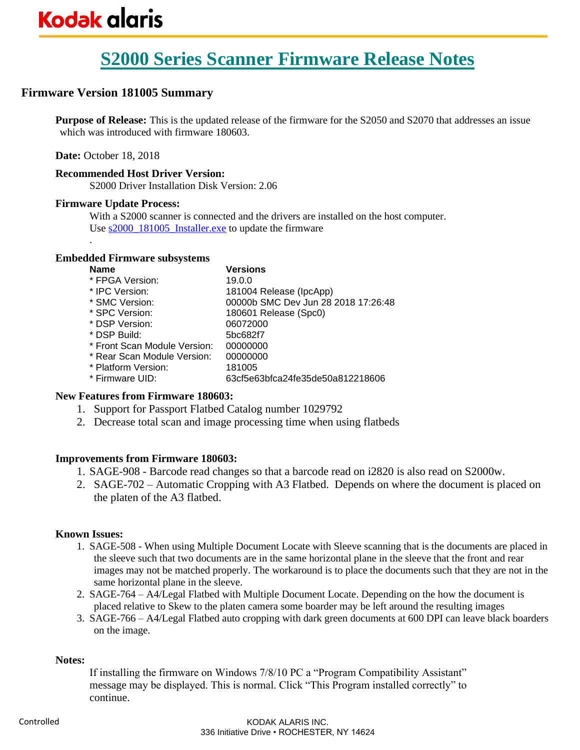# S2000 Series Scanner Firmware Release Notes

## Firmware Version 181005 Summary

**Purpose of Release:** This is the updated release of the firmware for the S2050 and S2070 that addresses an issue which was introduced with firmware 180603.

**Date:** October 18, 2018

**Recommended Host Driver Version:**

S2000 Driver Installation Disk Version: 2.06

**Firmware Update Process:**

With a S2000 scanner is connected and the drivers are installed on the host computer.
Use s2000_181005_Installer.exe to update the firmware

.

**Embedded Firmware subsystems**

| Name | Versions |
|---|---|
| * FPGA Version: | 19.0.0 |
| * IPC Version: | 181004 Release (IpcApp) |
| * SMC Version: | 00000b SMC Dev Jun 28 2018 17:26:48 |
| * SPC Version: | 180601 Release (Spc0) |
| * DSP Version: | 06072000 |
| * DSP Build: | 5bc682f7 |
| * Front Scan Module Version: | 00000000 |
| * Rear Scan Module Version: | 00000000 |
| * Platform Version: | 181005 |
| * Firmware UID: | 63cf5e63bfca24fe35de50a812218606 |

**New Features from Firmware 180603:**

1. Support for Passport Flatbed Catalog number 1029792
2. Decrease total scan and image processing time when using flatbeds

**Improvements from Firmware 180603:**

1. SAGE-908 - Barcode read changes so that a barcode read on i2820 is also read on S2000w.
2. SAGE-702 – Automatic Cropping with A3 Flatbed. Depends on where the document is placed on the platen of the A3 flatbed.

**Known Issues:**

1. SAGE-508 - When using Multiple Document Locate with Sleeve scanning that is the documents are placed in the sleeve such that two documents are in the same horizontal plane in the sleeve that the front and rear images may not be matched properly. The workaround is to place the documents such that they are not in the same horizontal plane in the sleeve.
2. SAGE-764 – A4/Legal Flatbed with Multiple Document Locate. Depending on the how the document is placed relative to Skew to the platen camera some boarder may be left around the resulting images
3. SAGE-766 – A4/Legal Flatbed auto cropping with dark green documents at 600 DPI can leave black boarders on the image.

**Notes:**

If installing the firmware on Windows 7/8/10 PC a "Program Compatibility Assistant" message may be displayed. This is normal. Click "This Program installed correctly" to continue.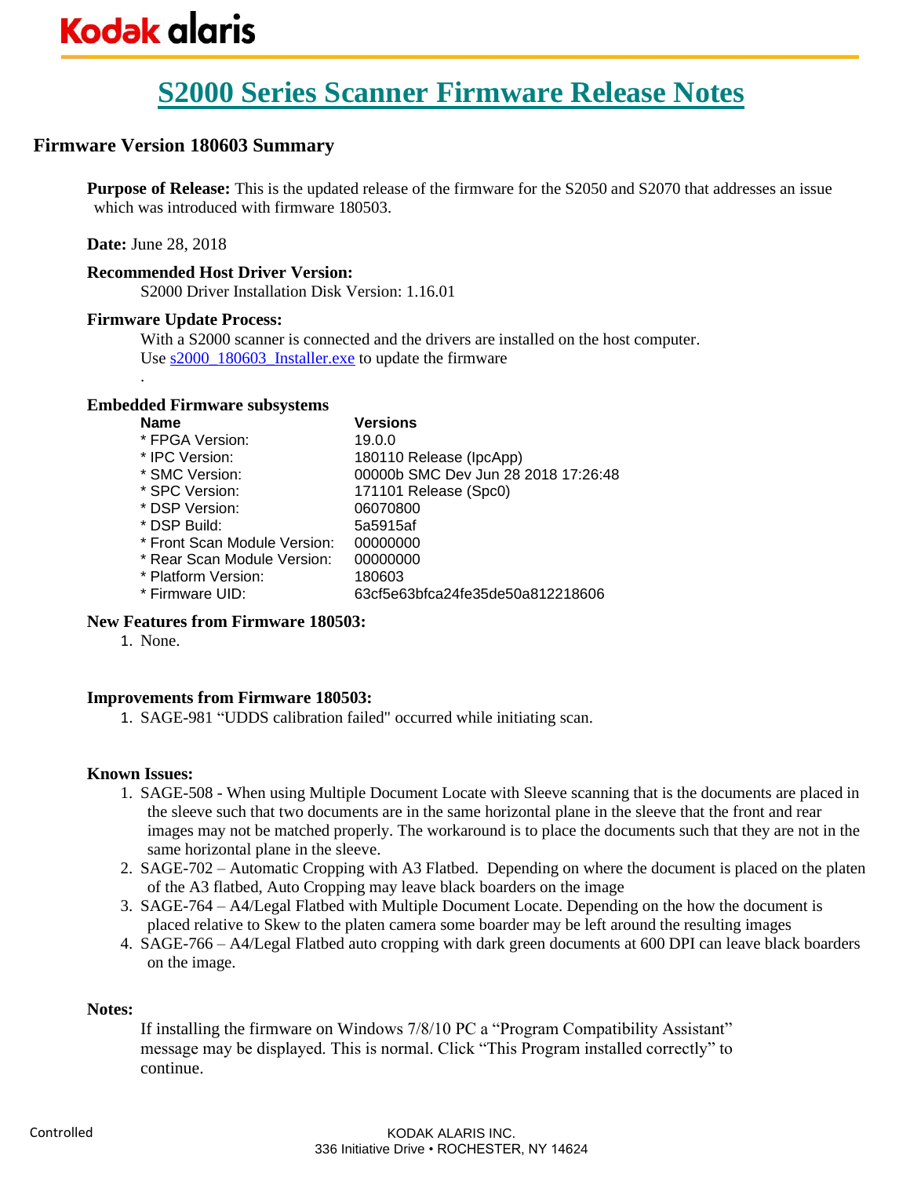# S2000 Series Scanner Firmware Release Notes

## Firmware Version 180603 Summary

**Purpose of Release:** This is the updated release of the firmware for the S2050 and S2070 that addresses an issue which was introduced with firmware 180503.

**Date:** June 28, 2018

**Recommended Host Driver Version:**

S2000 Driver Installation Disk Version: 1.16.01

**Firmware Update Process:**

With a S2000 scanner is connected and the drivers are installed on the host computer.
Use s2000_180603_Installer.exe to update the firmware

.

**Embedded Firmware subsystems**

| Name | Versions |
| --- | --- |
| * FPGA Version: | 19.0.0 |
| * IPC Version: | 180110 Release (IpcApp) |
| * SMC Version: | 00000b SMC Dev Jun 28 2018 17:26:48 |
| * SPC Version: | 171101 Release (Spc0) |
| * DSP Version: | 06070800 |
| * DSP Build: | 5a5915af |
| * Front Scan Module Version: | 00000000 |
| * Rear Scan Module Version: | 00000000 |
| * Platform Version: | 180603 |
| * Firmware UID: | 63cf5e63bfca24fe35de50a812218606 |

**New Features from Firmware 180503:**

1. None.

**Improvements from Firmware 180503:**

1. SAGE-981 “UDDS calibration failed" occurred while initiating scan.

**Known Issues:**

1. SAGE-508 - When using Multiple Document Locate with Sleeve scanning that is the documents are placed in the sleeve such that two documents are in the same horizontal plane in the sleeve that the front and rear images may not be matched properly. The workaround is to place the documents such that they are not in the same horizontal plane in the sleeve.
2. SAGE-702 – Automatic Cropping with A3 Flatbed. Depending on where the document is placed on the platen of the A3 flatbed, Auto Cropping may leave black boarders on the image
3. SAGE-764 – A4/Legal Flatbed with Multiple Document Locate. Depending on the how the document is placed relative to Skew to the platen camera some boarder may be left around the resulting images
4. SAGE-766 – A4/Legal Flatbed auto cropping with dark green documents at 600 DPI can leave black boarders on the image.

**Notes:**

If installing the firmware on Windows 7/8/10 PC a “Program Compatibility Assistant” message may be displayed. This is normal. Click “This Program installed correctly” to continue.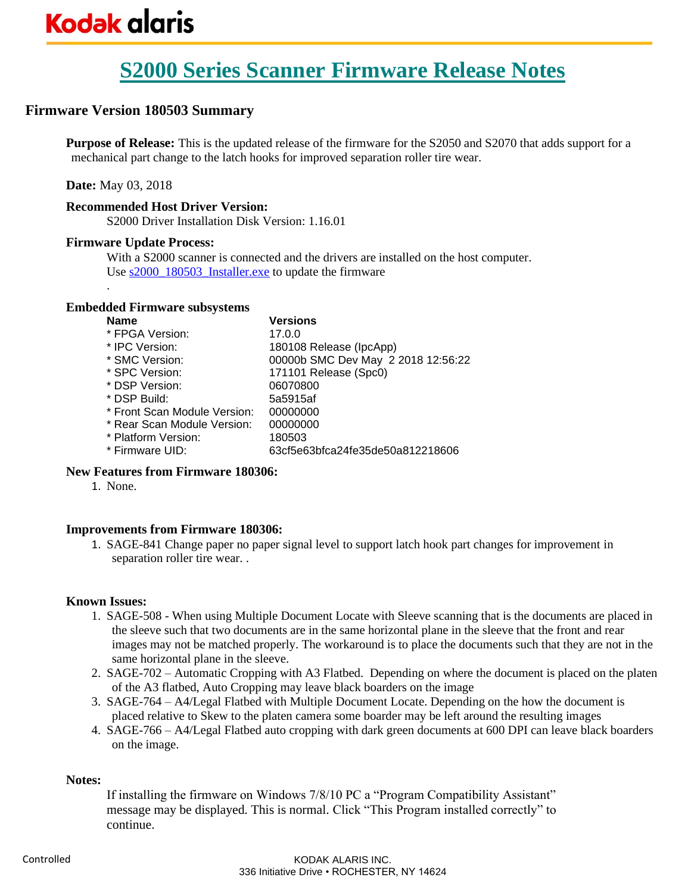# S2000 Series Scanner Firmware Release Notes

## Firmware Version 180503 Summary

**Purpose of Release:** This is the updated release of the firmware for the S2050 and S2070 that adds support for a mechanical part change to the latch hooks for improved separation roller tire wear.

**Date:** May 03, 2018

**Recommended Host Driver Version:**

S2000 Driver Installation Disk Version: 1.16.01

**Firmware Update Process:**

With a S2000 scanner is connected and the drivers are installed on the host computer.
Use s2000_180503_Installer.exe to update the firmware

.

**Embedded Firmware subsystems**

| Name | Versions |
|---|---|
| * FPGA Version: | 17.0.0 |
| * IPC Version: | 180108 Release (IpcApp) |
| * SMC Version: | 00000b SMC Dev May 2 2018 12:56:22 |
| * SPC Version: | 171101 Release (Spc0) |
| * DSP Version: | 06070800 |
| * DSP Build: | 5a5915af |
| * Front Scan Module Version: | 00000000 |
| * Rear Scan Module Version: | 00000000 |
| * Platform Version: | 180503 |
| * Firmware UID: | 63cf5e63bfca24fe35de50a812218606 |

**New Features from Firmware 180306:**

1. None.

**Improvements from Firmware 180306:**

1. SAGE-841 Change paper no paper signal level to support latch hook part changes for improvement in separation roller tire wear. .

**Known Issues:**

1. SAGE-508 - When using Multiple Document Locate with Sleeve scanning that is the documents are placed in the sleeve such that two documents are in the same horizontal plane in the sleeve that the front and rear images may not be matched properly. The workaround is to place the documents such that they are not in the same horizontal plane in the sleeve.
2. SAGE-702 – Automatic Cropping with A3 Flatbed. Depending on where the document is placed on the platen of the A3 flatbed, Auto Cropping may leave black boarders on the image
3. SAGE-764 – A4/Legal Flatbed with Multiple Document Locate. Depending on the how the document is placed relative to Skew to the platen camera some boarder may be left around the resulting images
4. SAGE-766 – A4/Legal Flatbed auto cropping with dark green documents at 600 DPI can leave black boarders on the image.

**Notes:**

If installing the firmware on Windows 7/8/10 PC a “Program Compatibility Assistant” message may be displayed. This is normal. Click “This Program installed correctly” to continue.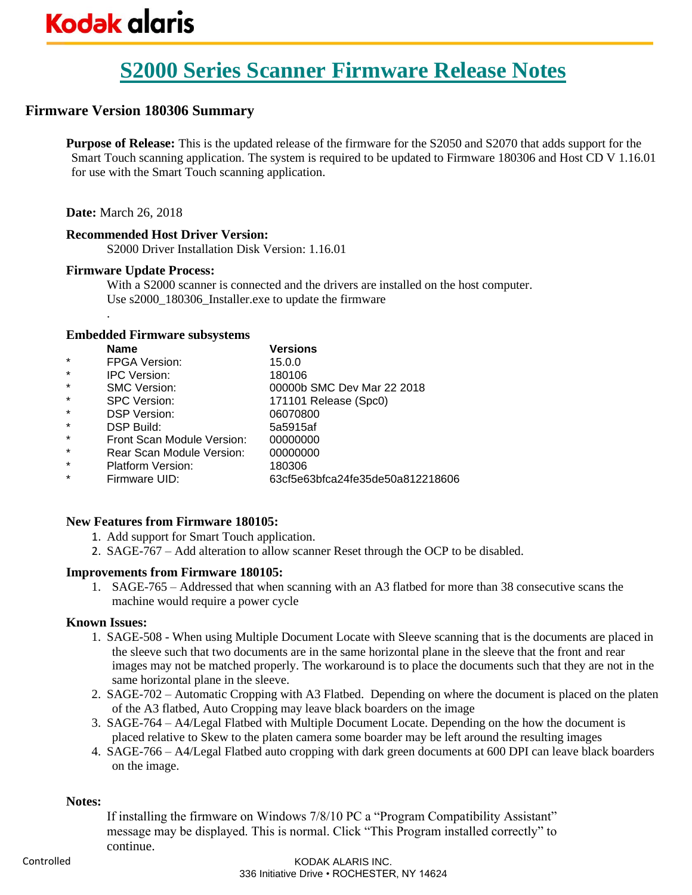Kodak alaris

# S2000 Series Scanner Firmware Release Notes

## Firmware Version 180306 Summary

**Purpose of Release:** This is the updated release of the firmware for the S2050 and S2070 that adds support for the Smart Touch scanning application. The system is required to be updated to Firmware 180306 and Host CD V 1.16.01 for use with the Smart Touch scanning application.

**Date:** March 26, 2018

**Recommended Host Driver Version:**

S2000 Driver Installation Disk Version: 1.16.01

**Firmware Update Process:**

With a S2000 scanner is connected and the drivers are installed on the host computer.
Use s2000_180306_Installer.exe to update the firmware

.

**Embedded Firmware subsystems**

| | Name | Versions |
|---|---|---|
| * | FPGA Version: | 15.0.0 |
| * | IPC Version: | 180106 |
| * | SMC Version: | 00000b SMC Dev Mar 22 2018 |
| * | SPC Version: | 171101 Release (Spc0) |
| * | DSP Version: | 06070800 |
| * | DSP Build: | 5a5915af |
| * | Front Scan Module Version: | 00000000 |
| * | Rear Scan Module Version: | 00000000 |
| * | Platform Version: | 180306 |
| * | Firmware UID: | 63cf5e63bfca24fe35de50a812218606 |

**New Features from Firmware 180105:**

1. Add support for Smart Touch application.
2. SAGE-767 – Add alteration to allow scanner Reset through the OCP to be disabled.

**Improvements from Firmware 180105:**

1. SAGE-765 – Addressed that when scanning with an A3 flatbed for more than 38 consecutive scans the machine would require a power cycle

**Known Issues:**

1. SAGE-508 - When using Multiple Document Locate with Sleeve scanning that is the documents are placed in the sleeve such that two documents are in the same horizontal plane in the sleeve that the front and rear images may not be matched properly. The workaround is to place the documents such that they are not in the same horizontal plane in the sleeve.
2. SAGE-702 – Automatic Cropping with A3 Flatbed. Depending on where the document is placed on the platen of the A3 flatbed, Auto Cropping may leave black boarders on the image
3. SAGE-764 – A4/Legal Flatbed with Multiple Document Locate. Depending on the how the document is placed relative to Skew to the platen camera some boarder may be left around the resulting images
4. SAGE-766 – A4/Legal Flatbed auto cropping with dark green documents at 600 DPI can leave black boarders on the image.

**Notes:**

If installing the firmware on Windows 7/8/10 PC a “Program Compatibility Assistant” message may be displayed. This is normal. Click “This Program installed correctly” to continue.

Controlled

KODAK ALARIS INC.
336 Initiative Drive • ROCHESTER, NY 14624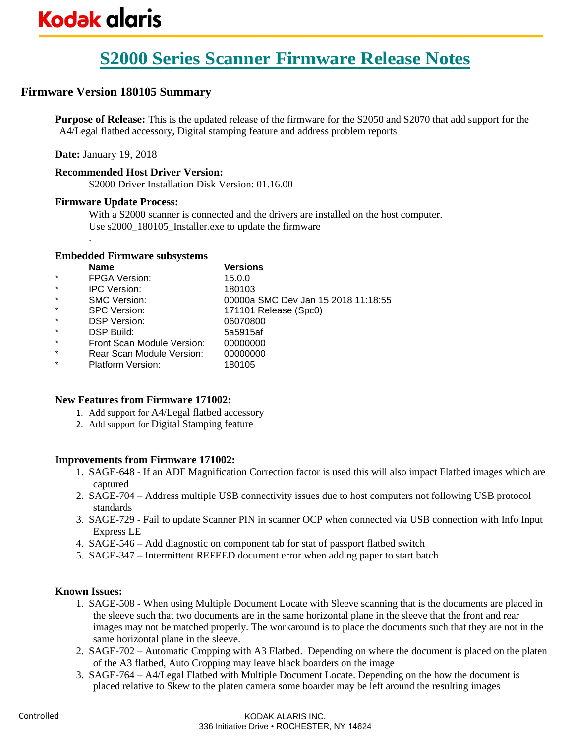# S2000 Series Scanner Firmware Release Notes

## Firmware Version 180105 Summary

**Purpose of Release:** This is the updated release of the firmware for the S2050 and S2070 that add support for the A4/Legal flatbed accessory, Digital stamping feature and address problem reports

**Date:** January 19, 2018

**Recommended Host Driver Version:**

S2000 Driver Installation Disk Version: 01.16.00

**Firmware Update Process:**

With a S2000 scanner is connected and the drivers are installed on the host computer.
Use s2000_180105_Installer.exe to update the firmware

.

**Embedded Firmware subsystems**

| | Name | Versions |
|---|---|---|
| * | FPGA Version: | 15.0.0 |
| * | IPC Version: | 180103 |
| * | SMC Version: | 00000a SMC Dev Jan 15 2018 11:18:55 |
| * | SPC Version: | 171101 Release (Spc0) |
| * | DSP Version: | 06070800 |
| * | DSP Build: | 5a5915af |
| * | Front Scan Module Version: | 00000000 |
| * | Rear Scan Module Version: | 00000000 |
| * | Platform Version: | 180105 |

**New Features from Firmware 171002:**

1. Add support for A4/Legal flatbed accessory
2. Add support for Digital Stamping feature

**Improvements from Firmware 171002:**

1. SAGE-648 - If an ADF Magnification Correction factor is used this will also impact Flatbed images which are captured
2. SAGE-704 – Address multiple USB connectivity issues due to host computers not following USB protocol standards
3. SAGE-729 - Fail to update Scanner PIN in scanner OCP when connected via USB connection with Info Input Express LE
4. SAGE-546 – Add diagnostic on component tab for stat of passport flatbed switch
5. SAGE-347 – Intermittent REFEED document error when adding paper to start batch

**Known Issues:**

1. SAGE-508 - When using Multiple Document Locate with Sleeve scanning that is the documents are placed in the sleeve such that two documents are in the same horizontal plane in the sleeve that the front and rear images may not be matched properly. The workaround is to place the documents such that they are not in the same horizontal plane in the sleeve.
2. SAGE-702 – Automatic Cropping with A3 Flatbed. Depending on where the document is placed on the platen of the A3 flatbed, Auto Cropping may leave black boarders on the image
3. SAGE-764 – A4/Legal Flatbed with Multiple Document Locate. Depending on the how the document is placed relative to Skew to the platen camera some boarder may be left around the resulting images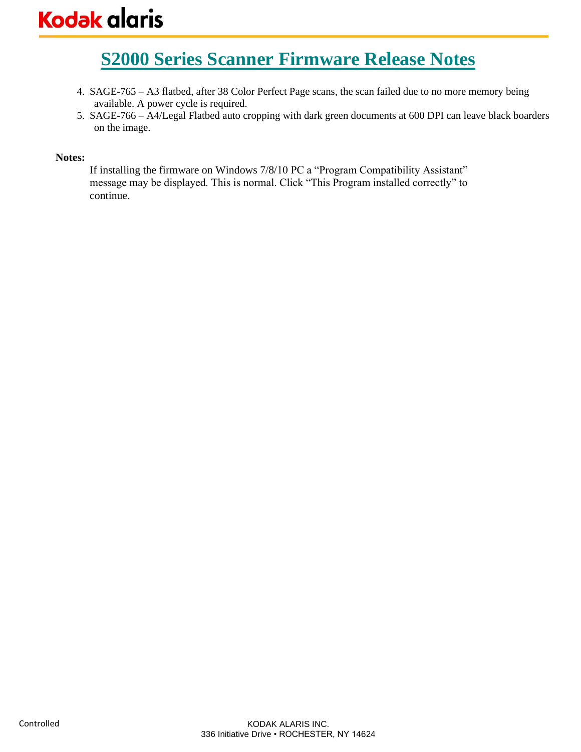4. SAGE-765 – A3 flatbed, after 38 Color Perfect Page scans, the scan failed due to no more memory being available. A power cycle is required.
5. SAGE-766 – A4/Legal Flatbed auto cropping with dark green documents at 600 DPI can leave black boarders on the image.

**Notes:**

If installing the firmware on Windows 7/8/10 PC a "Program Compatibility Assistant" message may be displayed. This is normal. Click "This Program installed correctly" to continue.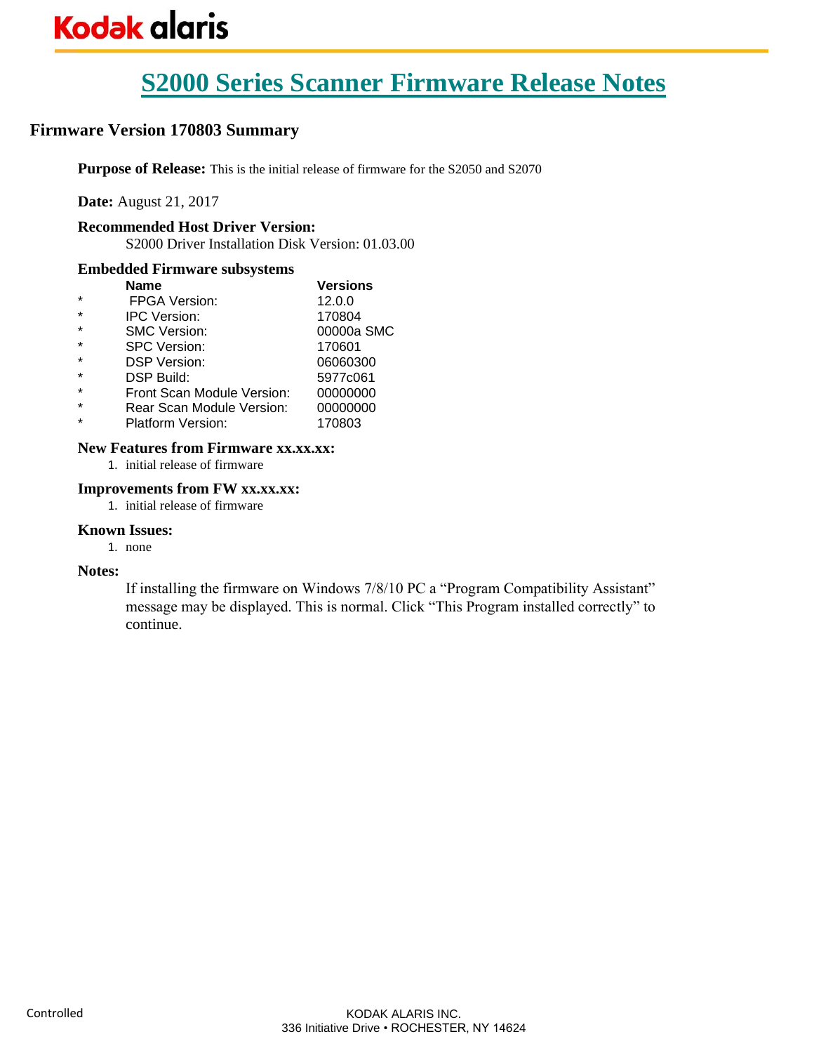Kodak alaris

# S2000 Series Scanner Firmware Release Notes

## Firmware Version 170803 Summary

**Purpose of Release:** This is the initial release of firmware for the S2050 and S2070

**Date:** August 21, 2017

**Recommended Host Driver Version:**

S2000 Driver Installation Disk Version: 01.03.00

**Embedded Firmware subsystems**

| | Name | Versions |
|---|---|---|
| * | FPGA Version: | 12.0.0 |
| * | IPC Version: | 170804 |
| * | SMC Version: | 00000a SMC |
| * | SPC Version: | 170601 |
| * | DSP Version: | 06060300 |
| * | DSP Build: | 5977c061 |
| * | Front Scan Module Version: | 00000000 |
| * | Rear Scan Module Version: | 00000000 |
| * | Platform Version: | 170803 |

**New Features from Firmware xx.xx.xx:**

1. initial release of firmware

**Improvements from FW xx.xx.xx:**

1. initial release of firmware

**Known Issues:**

1. none

**Notes:**

If installing the firmware on Windows 7/8/10 PC a "Program Compatibility Assistant" message may be displayed. This is normal. Click "This Program installed correctly" to continue.

Controlled

KODAK ALARIS INC.
336 Initiative Drive • ROCHESTER, NY 14624